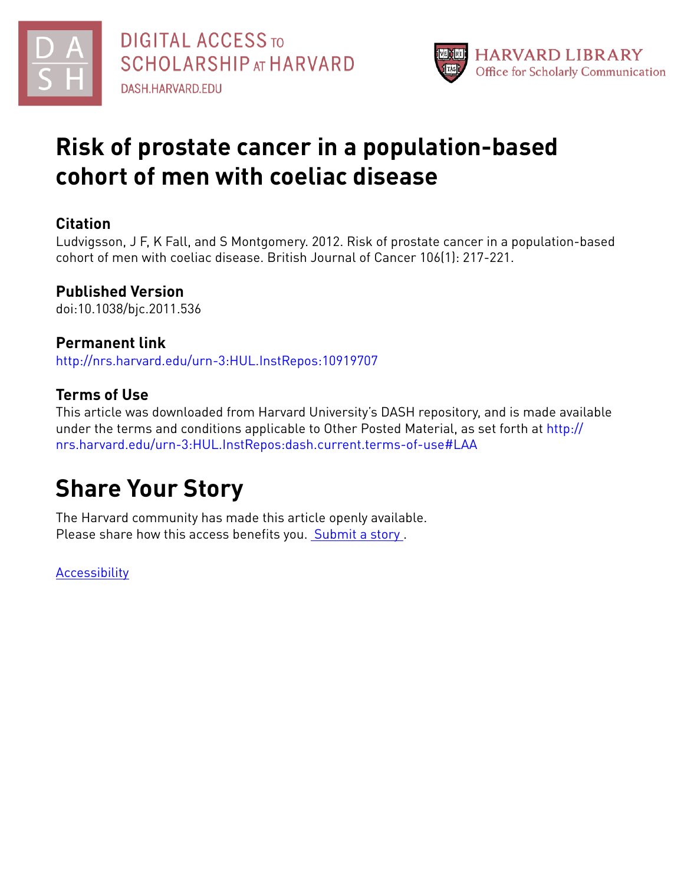# Risk of prostate cancer in a population-based cohort of men with coeliac disease

## Citation

Ludvigsson, J F, K Fall, and S Montgomery. 2012. Risk of prostate cancer in a population-based cohort of men with coeliac disease. British Journal of Cancer 106(1): 217-221.

## Published Version

doi:10.1038/bjc.2011.536

## Permanent link

http://nrs.harvard.edu/urn-3:HUL.InstRepos:10919707

## Terms of Use

This article was downloaded from Harvard University's DASH repository, and is made available under the terms and conditions applicable to Other Posted Material, as set forth at http://nrs.harvard.edu/urn-3:HUL.InstRepos:dash.current.terms-of-use#LAA

# Share Your Story

The Harvard community has made this article openly available.
Please share how this access benefits you. Submit a story.

Accessibility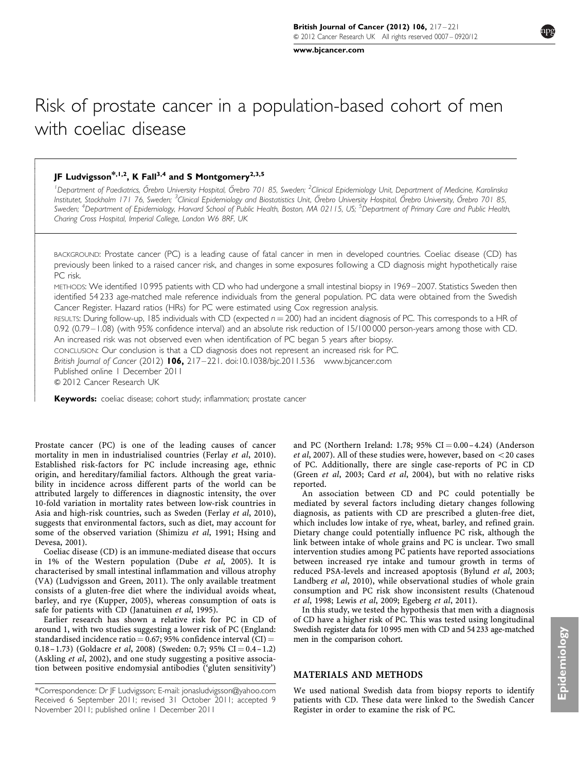# Risk of prostate cancer in a population-based cohort of men with coeliac disease

**JF Ludvigsson\*,[1,2], K Fall[3,4] and S Montgomery[2,3,5]**

[1]Department of Paediatrics, Örebro University Hospital, Örebro 701 85, Sweden; [2]Clinical Epidemiology Unit, Department of Medicine, Karolinska Institutet, Stockholm 171 76, Sweden; [3]Clinical Epidemiology and Biostatistics Unit, Örebro University Hospital, Örebro University, Örebro 701 85, Sweden; [4]Department of Epidemiology, Harvard School of Public Health, Boston, MA 02115, US; [5]Department of Primary Care and Public Health, Charing Cross Hospital, Imperial College, London W6 8RF, UK

BACKGROUND: Prostate cancer (PC) is a leading cause of fatal cancer in men in developed countries. Coeliac disease (CD) has previously been linked to a raised cancer risk, and changes in some exposures following a CD diagnosis might hypothetically raise PC risk.

METHODS: We identified 10 995 patients with CD who had undergone a small intestinal biopsy in 1969–2007. Statistics Sweden then identified 54 233 age-matched male reference individuals from the general population. PC data were obtained from the Swedish Cancer Register. Hazard ratios (HRs) for PC were estimated using Cox regression analysis.

RESULTS: During follow-up, 185 individuals with CD (expected $n = 200$) had an incident diagnosis of PC. This corresponds to a HR of 0.92 (0.79–1.08) (with 95% confidence interval) and an absolute risk reduction of 15/100 000 person-years among those with CD. An increased risk was not observed even when identification of PC began 5 years after biopsy.

CONCLUSION: Our conclusion is that a CD diagnosis does not represent an increased risk for PC.

*British Journal of Cancer* (2012) **106,** 217–221. doi:10.1038/bjc.2011.536 www.bjcancer.com

Published online 1 December 2011

© 2012 Cancer Research UK

**Keywords:** coeliac disease; cohort study; inflammation; prostate cancer

Prostate cancer (PC) is one of the leading causes of cancer mortality in men in industrialised countries (Ferlay *et al*, 2010). Established risk-factors for PC include increasing age, ethnic origin, and hereditary/familial factors. Although the great variability in incidence across different parts of the world can be attributed largely to differences in diagnostic intensity, the over 10-fold variation in mortality rates between low-risk countries in Asia and high-risk countries, such as Sweden (Ferlay *et al*, 2010), suggests that environmental factors, such as diet, may account for some of the observed variation (Shimizu *et al*, 1991; Hsing and Devesa, 2001).

Coeliac disease (CD) is an immune-mediated disease that occurs in 1% of the Western population (Dube *et al*, 2005). It is characterised by small intestinal inflammation and villous atrophy (VA) (Ludvigsson and Green, 2011). The only available treatment consists of a gluten-free diet where the individual avoids wheat, barley, and rye (Kupper, 2005), whereas consumption of oats is safe for patients with CD (Janatuinen *et al*, 1995).

Earlier research has shown a relative risk for PC in CD of around 1, with two studies suggesting a lower risk of PC (England: standardised incidence ratio = 0.67; 95% confidence interval (CI) = 0.18–1.73) (Goldacre *et al*, 2008) (Sweden: 0.7; 95% CI = 0.4–1.2) (Askling *et al*, 2002), and one study suggesting a positive association between positive endomysial antibodies ('gluten sensitivity') and PC (Northern Ireland: 1.78; 95% CI = 0.00–4.24) (Anderson *et al*, 2007). All of these studies were, however, based on <20 cases of PC. Additionally, there are single case-reports of PC in CD (Green *et al*, 2003; Card *et al*, 2004), but with no relative risks reported.

An association between CD and PC could potentially be mediated by several factors including dietary changes following diagnosis, as patients with CD are prescribed a gluten-free diet, which includes low intake of rye, wheat, barley, and refined grain. Dietary change could potentially influence PC risk, although the link between intake of whole grains and PC is unclear. Two small intervention studies among PC patients have reported associations between increased rye intake and tumour growth in terms of reduced PSA-levels and increased apoptosis (Bylund *et al*, 2003; Landberg *et al*, 2010), while observational studies of whole grain consumption and PC risk show inconsistent results (Chatenoud *et al*, 1998; Lewis *et al*, 2009; Egeberg *et al*, 2011).

In this study, we tested the hypothesis that men with a diagnosis of CD have a higher risk of PC. This was tested using longitudinal Swedish register data for 10 995 men with CD and 54 233 age-matched men in the comparison cohort.

## MATERIALS AND METHODS

We used national Swedish data from biopsy reports to identify patients with CD. These data were linked to the Swedish Cancer Register in order to examine the risk of PC.

\*Correspondence: Dr JF Ludvigsson; E-mail: jonasludvigsson@yahoo.com
Received 6 September 2011; revised 31 October 2011; accepted 9 November 2011; published online 1 December 2011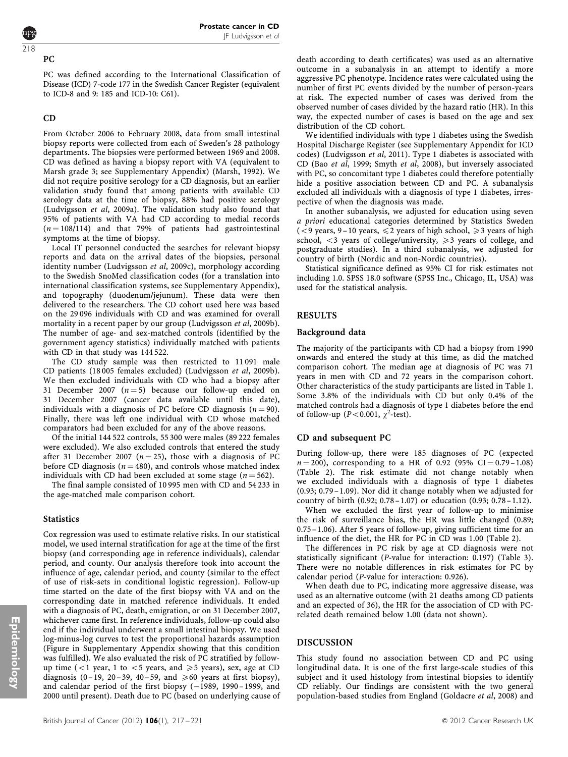## PC

PC was defined according to the International Classification of Disease (ICD) 7-code 177 in the Swedish Cancer Register (equivalent to ICD-8 and 9: 185 and ICD-10: C61).

## CD

From October 2006 to February 2008, data from small intestinal biopsy reports were collected from each of Sweden's 28 pathology departments. The biopsies were performed between 1969 and 2008. CD was defined as having a biopsy report with VA (equivalent to Marsh grade 3; see Supplementary Appendix) (Marsh, 1992). We did not require positive serology for a CD diagnosis, but an earlier validation study found that among patients with available CD serology data at the time of biopsy, 88% had positive serology (Ludvigsson *et al*, 2009a). The validation study also found that 95% of patients with VA had CD according to medial records ($n = 108/114$) and that 79% of patients had gastrointestinal symptoms at the time of biopsy.

Local IT personnel conducted the searches for relevant biopsy reports and data on the arrival dates of the biopsies, personal identity number (Ludvigsson *et al*, 2009c), morphology according to the Swedish SnoMed classification codes (for a translation into international classification systems, see Supplementary Appendix), and topography (duodenum/jejunum). These data were then delivered to the researchers. The CD cohort used here was based on the 29 096 individuals with CD and was examined for overall mortality in a recent paper by our group (Ludvigsson *et al*, 2009b). The number of age- and sex-matched controls (identified by the government agency statistics) individually matched with patients with CD in that study was 144 522.

The CD study sample was then restricted to 11 091 male CD patients (18 005 females excluded) (Ludvigsson *et al*, 2009b). We then excluded individuals with CD who had a biopsy after 31 December 2007 ($n = 5$) because our follow-up ended on 31 December 2007 (cancer data available until this date), individuals with a diagnosis of PC before CD diagnosis ($n = 90$). Finally, there was left one individual with CD whose matched comparators had been excluded for any of the above reasons.

Of the initial 144 522 controls, 55 300 were males (89 222 females were excluded). We also excluded controls that entered the study after 31 December 2007 ($n = 25$), those with a diagnosis of PC before CD diagnosis ($n = 480$), and controls whose matched index individuals with CD had been excluded at some stage ($n = 562$).

The final sample consisted of 10 995 men with CD and 54 233 in the age-matched male comparison cohort.

## Statistics

Cox regression was used to estimate relative risks. In our statistical model, we used internal stratification for age at the time of the first biopsy (and corresponding age in reference individuals), calendar period, and county. Our analysis therefore took into account the influence of age, calendar period, and county (similar to the effect of use of risk-sets in conditional logistic regression). Follow-up time started on the date of the first biopsy with VA and on the corresponding date in matched reference individuals. It ended with a diagnosis of PC, death, emigration, or on 31 December 2007, whichever came first. In reference individuals, follow-up could also end if the individual underwent a small intestinal biopsy. We used log-minus-log curves to test the proportional hazards assumption (Figure in Supplementary Appendix showing that this condition was fulfilled). We also evaluated the risk of PC stratified by follow-up time ($<1$ year, 1 to $<5$ years, and $\geqslant 5$ years), sex, age at CD diagnosis (0–19, 20–39, 40–59, and $\geqslant 60$ years at first biopsy), and calendar period of the first biopsy (–1989, 1990–1999, and 2000 until present). Death due to PC (based on underlying cause of death according to death certificates) was used as an alternative outcome in a subanalysis in an attempt to identify a more aggressive PC phenotype. Incidence rates were calculated using the number of first PC events divided by the number of person-years at risk. The expected number of cases was derived from the observed number of cases divided by the hazard ratio (HR). In this way, the expected number of cases is based on the age and sex distribution of the CD cohort.

We identified individuals with type 1 diabetes using the Swedish Hospital Discharge Register (see Supplementary Appendix for ICD codes) (Ludvigsson *et al*, 2011). Type 1 diabetes is associated with CD (Bao *et al*, 1999; Smyth *et al*, 2008), but inversely associated with PC, so concomitant type 1 diabetes could therefore potentially hide a positive association between CD and PC. A subanalysis excluded all individuals with a diagnosis of type 1 diabetes, irrespective of when the diagnosis was made.

In another subanalysis, we adjusted for education using seven *a priori* educational categories determined by Statistics Sweden ($<9$ years, 9–10 years, $\leqslant 2$ years of high school, $\geqslant 3$ years of high school, $<3$ years of college/university, $\geqslant 3$ years of college, and postgraduate studies). In a third subanalysis, we adjusted for country of birth (Nordic and non-Nordic countries).

Statistical significance defined as 95% CI for risk estimates not including 1.0. SPSS 18.0 software (SPSS Inc., Chicago, IL, USA) was used for the statistical analysis.

# RESULTS

## Background data

The majority of the participants with CD had a biopsy from 1990 onwards and entered the study at this time, as did the matched comparison cohort. The median age at diagnosis of PC was 71 years in men with CD and 72 years in the comparison cohort. Other characteristics of the study participants are listed in Table 1. Some 3.8% of the individuals with CD but only 0.4% of the matched controls had a diagnosis of type 1 diabetes before the end of follow-up ($P < 0.001$, $\chi^2$-test).

## CD and subsequent PC

During follow-up, there were 185 diagnoses of PC (expected $n = 200$), corresponding to a HR of 0.92 (95% CI = 0.79–1.08) (Table 2). The risk estimate did not change notably when we excluded individuals with a diagnosis of type 1 diabetes (0.93; 0.79–1.09). Nor did it change notably when we adjusted for country of birth (0.92; 0.78–1.07) or education (0.93; 0.78–1.12).

When we excluded the first year of follow-up to minimise the risk of surveillance bias, the HR was little changed (0.89; 0.75–1.06). After 5 years of follow-up, giving sufficient time for an influence of the diet, the HR for PC in CD was 1.00 (Table 2).

The differences in PC risk by age at CD diagnosis were not statistically significant (*P*-value for interaction: 0.197) (Table 3). There were no notable differences in risk estimates for PC by calendar period (*P*-value for interaction: 0.926).

When death due to PC, indicating more aggressive disease, was used as an alternative outcome (with 21 deaths among CD patients and an expected of 36), the HR for the association of CD with PC-related death remained below 1.00 (data not shown).

# DISCUSSION

This study found no association between CD and PC using longitudinal data. It is one of the first large-scale studies of this subject and it used histology from intestinal biopsies to identify CD reliably. Our findings are consistent with the two general population-based studies from England (Goldacre *et al*, 2008) and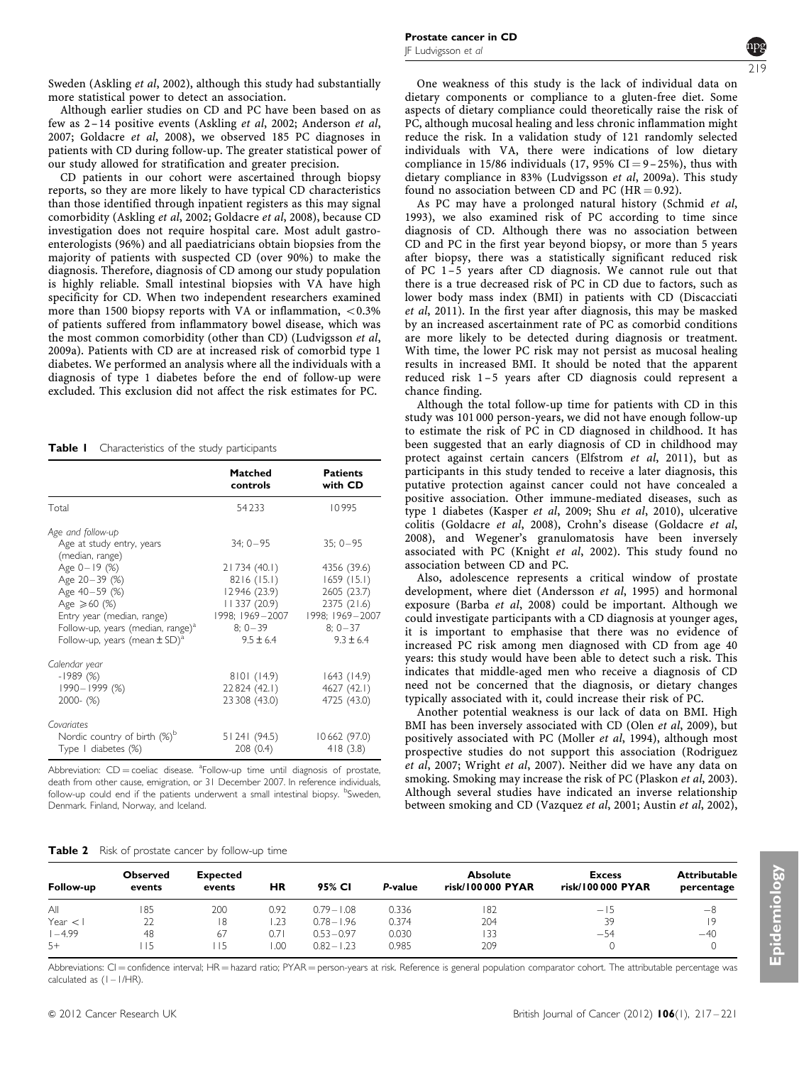Sweden (Askling *et al*, 2002), although this study had substantially more statistical power to detect an association.

Although earlier studies on CD and PC have been based on as few as 2–14 positive events (Askling *et al*, 2002; Anderson *et al*, 2007; Goldacre *et al*, 2008), we observed 185 PC diagnoses in patients with CD during follow-up. The greater statistical power of our study allowed for stratification and greater precision.

CD patients in our cohort were ascertained through biopsy reports, so they are more likely to have typical CD characteristics than those identified through inpatient registers as this may signal comorbidity (Askling *et al*, 2002; Goldacre *et al*, 2008), because CD investigation does not require hospital care. Most adult gastroenterologists (96%) and all paediatricians obtain biopsies from the majority of patients with suspected CD (over 90%) to make the diagnosis. Therefore, diagnosis of CD among our study population is highly reliable. Small intestinal biopsies with VA have high specificity for CD. When two independent researchers examined more than 1500 biopsy reports with VA or inflammation, <0.3% of patients suffered from inflammatory bowel disease, which was the most common comorbidity (other than CD) (Ludvigsson *et al*, 2009a). Patients with CD are at increased risk of comorbid type 1 diabetes. We performed an analysis where all the individuals with a diagnosis of type 1 diabetes before the end of follow-up were excluded. This exclusion did not affect the risk estimates for PC.

**Table 1** Characteristics of the study participants

| | Matched controls | Patients with CD |
|---|---|---|
| Total | 54 233 | 10 995 |
| *Age and follow-up* | | |
| Age at study entry, years (median, range) | 34; 0–95 | 35; 0–95 |
| Age 0–19 (%) | 21 734 (40.1) | 4356 (39.6) |
| Age 20–39 (%) | 8216 (15.1) | 1659 (15.1) |
| Age 40–59 (%) | 12 946 (23.9) | 2605 (23.7) |
| Age ⩾60 (%) | 11 337 (20.9) | 2375 (21.6) |
| Entry year (median, range) | 1998; 1969–2007 | 1998; 1969–2007 |
| Follow-up, years (median, range)[a] | 8; 0–39 | 8; 0–37 |
| Follow-up, years (mean ± SD)[a] | 9.5 ± 6.4 | 9.3 ± 6.4 |
| *Calendar year* | | |
| -1989 (%) | 8101 (14.9) | 1643 (14.9) |
| 1990–1999 (%) | 22 824 (42.1) | 4627 (42.1) |
| 2000- (%) | 23 308 (43.0) | 4725 (43.0) |
| *Covariates* | | |
| Nordic country of birth (%)[b] | 51 241 (94.5) | 10 662 (97.0) |
| Type 1 diabetes (%) | 208 (0.4) | 418 (3.8) |

Abbreviation: CD = coeliac disease. [a]Follow-up time until diagnosis of prostate, death from other cause, emigration, or 31 December 2007. In reference individuals, follow-up could end if the patients underwent a small intestinal biopsy. [b]Sweden, Denmark, Finland, Norway, and Iceland.

One weakness of this study is the lack of individual data on dietary components or compliance to a gluten-free diet. Some aspects of dietary compliance could theoretically raise the risk of PC, although mucosal healing and less chronic inflammation might reduce the risk. In a validation study of 121 randomly selected individuals with VA, there were indications of low dietary compliance in 15/86 individuals (17, 95% CI = 9–25%), thus with dietary compliance in 83% (Ludvigsson *et al*, 2009a). This study found no association between CD and PC (HR = 0.92).

As PC may have a prolonged natural history (Schmid *et al*, 1993), we also examined risk of PC according to time since diagnosis of CD. Although there was no association between CD and PC in the first year beyond biopsy, or more than 5 years after biopsy, there was a statistically significant reduced risk of PC 1–5 years after CD diagnosis. We cannot rule out that there is a true decreased risk of PC in CD due to factors, such as lower body mass index (BMI) in patients with CD (Discacciati *et al*, 2011). In the first year after diagnosis, this may be masked by an increased ascertainment rate of PC as comorbid conditions are more likely to be detected during diagnosis or treatment. With time, the lower PC risk may not persist as mucosal healing results in increased BMI. It should be noted that the apparent reduced risk 1–5 years after CD diagnosis could represent a chance finding.

Although the total follow-up time for patients with CD in this study was 101 000 person-years, we did not have enough follow-up to estimate the risk of PC in CD diagnosed in childhood. It has been suggested that an early diagnosis of CD in childhood may protect against certain cancers (Elfstrom *et al*, 2011), but as participants in this study tended to receive a later diagnosis, this putative protection against cancer could not have concealed a positive association. Other immune-mediated diseases, such as type 1 diabetes (Kasper *et al*, 2009; Shu *et al*, 2010), ulcerative colitis (Goldacre *et al*, 2008), Crohn's disease (Goldacre *et al*, 2008), and Wegener's granulomatosis have been inversely associated with PC (Knight *et al*, 2002). This study found no association between CD and PC.

Also, adolescence represents a critical window of prostate development, where diet (Andersson *et al*, 1995) and hormonal exposure (Barba *et al*, 2008) could be important. Although we could investigate participants with a CD diagnosis at younger ages, it is important to emphasise that there was no evidence of increased PC risk among men diagnosed with CD from age 40 years: this study would have been able to detect such a risk. This indicates that middle-aged men who receive a diagnosis of CD need not be concerned that the diagnosis, or dietary changes typically associated with it, could increase their risk of PC.

Another potential weakness is our lack of data on BMI. High BMI has been inversely associated with CD (Olen *et al*, 2009), but positively associated with PC (Moller *et al*, 1994), although most prospective studies do not support this association (Rodriguez *et al*, 2007; Wright *et al*, 2007). Neither did we have any data on smoking. Smoking may increase the risk of PC (Plaskon *et al*, 2003). Although several studies have indicated an inverse relationship between smoking and CD (Vazquez *et al*, 2001; Austin *et al*, 2002),

**Table 2** Risk of prostate cancer by follow-up time

| Follow-up | Observed events | Expected events | HR | 95% CI | *P*-value | Absolute risk/100 000 PYAR | Excess risk/100 000 PYAR | Attributable percentage |
|---|---|---|---|---|---|---|---|---|
| All | 185 | 200 | 0.92 | 0.79–1.08 | 0.336 | 182 | −15 | −8 |
| Year <1 | 22 | 18 | 1.23 | 0.78–1.96 | 0.374 | 204 | 39 | 19 |
| 1–4.99 | 48 | 67 | 0.71 | 0.53–0.97 | 0.030 | 133 | −54 | −40 |
| 5+ | 115 | 115 | 1.00 | 0.82–1.23 | 0.985 | 209 | 0 | 0 |

Abbreviations: CI = confidence interval; HR = hazard ratio; PYAR = person-years at risk. Reference is general population comparator cohort. The attributable percentage was calculated as (1 − 1/HR).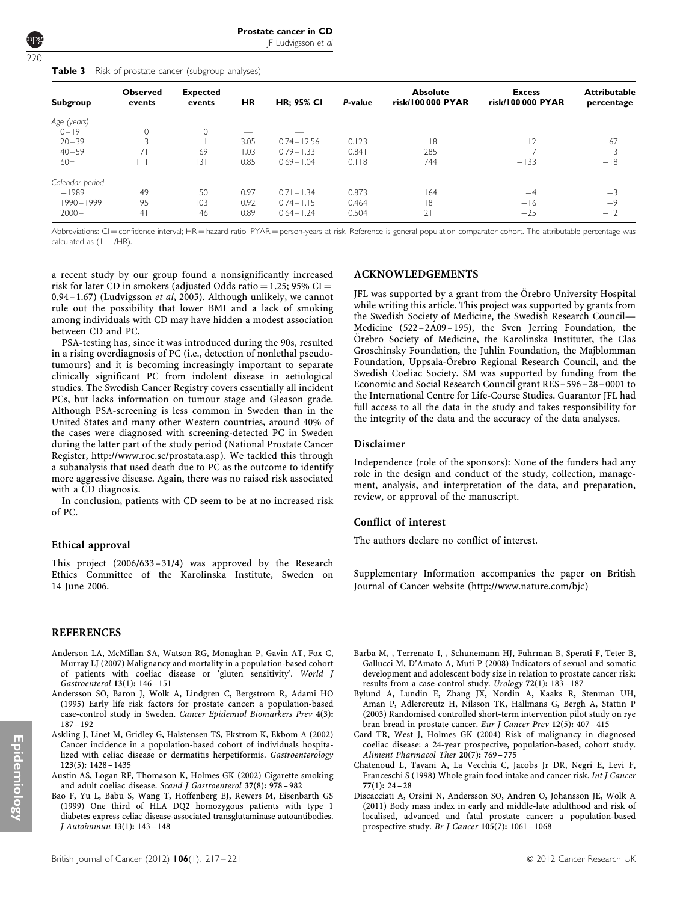**Table 3** Risk of prostate cancer (subgroup analyses)

| Subgroup | Observed events | Expected events | HR | HR; 95% CI | *P*-value | Absolute risk/100 000 PYAR | Excess risk/100 000 PYAR | Attributable percentage |
|---|---|---|---|---|---|---|---|---|
| *Age (years)* | | | | | | | | |
| 0–19 | 0 | 0 | — | — | | | | |
| 20–39 | 3 | 1 | 3.05 | 0.74–12.56 | 0.123 | 18 | 12 | 67 |
| 40–59 | 71 | 69 | 1.03 | 0.79–1.33 | 0.841 | 285 | 7 | 3 |
| 60+ | 111 | 131 | 0.85 | 0.69–1.04 | 0.118 | 744 | −133 | −18 |
| *Calendar period* | | | | | | | | |
| –1989 | 49 | 50 | 0.97 | 0.71–1.34 | 0.873 | 164 | −4 | −3 |
| 1990–1999 | 95 | 103 | 0.92 | 0.74–1.15 | 0.464 | 181 | −16 | −9 |
| 2000– | 41 | 46 | 0.89 | 0.64–1.24 | 0.504 | 211 | −25 | −12 |

Abbreviations: CI = confidence interval; HR = hazard ratio; PYAR = person-years at risk. Reference is general population comparator cohort. The attributable percentage was calculated as (1 – 1/HR).

a recent study by our group found a nonsignificantly increased risk for later CD in smokers (adjusted Odds ratio = 1.25; 95% CI = 0.94–1.67) (Ludvigsson *et al*, 2005). Although unlikely, we cannot rule out the possibility that lower BMI and a lack of smoking among individuals with CD may have hidden a modest association between CD and PC.

PSA-testing has, since it was introduced during the 90s, resulted in a rising overdiagnosis of PC (i.e., detection of nonlethal pseudotumours) and it is becoming increasingly important to separate clinically significant PC from indolent disease in aetiological studies. The Swedish Cancer Registry covers essentially all incident PCs, but lacks information on tumour stage and Gleason grade. Although PSA-screening is less common in Sweden than in the United States and many other Western countries, around 40% of the cases were diagnosed with screening-detected PC in Sweden during the latter part of the study period (National Prostate Cancer Register, http://www.roc.se/prostata.asp). We tackled this through a subanalysis that used death due to PC as the outcome to identify more aggressive disease. Again, there was no raised risk associated with a CD diagnosis.

In conclusion, patients with CD seem to be at no increased risk of PC.

## Ethical approval

This project (2006/633–31/4) was approved by the Research Ethics Committee of the Karolinska Institute, Sweden on 14 June 2006.

## ACKNOWLEDGEMENTS

JFL was supported by a grant from the Örebro University Hospital while writing this article. This project was supported by grants from the Swedish Society of Medicine, the Swedish Research Council—Medicine (522–2A09–195), the Sven Jerring Foundation, the Örebro Society of Medicine, the Karolinska Institutet, the Clas Groschinsky Foundation, the Juhlin Foundation, the Majblomman Foundation, Uppsala-Örebro Regional Research Council, and the Swedish Coeliac Society. SM was supported by funding from the Economic and Social Research Council grant RES–596–28–0001 to the International Centre for Life-Course Studies. Guarantor JFL had full access to all the data in the study and takes responsibility for the integrity of the data and the accuracy of the data analyses.

## Disclaimer

Independence (role of the sponsors): None of the funders had any role in the design and conduct of the study, collection, management, analysis, and interpretation of the data, and preparation, review, or approval of the manuscript.

## Conflict of interest

The authors declare no conflict of interest.

Supplementary Information accompanies the paper on British Journal of Cancer website (http://www.nature.com/bjc)

## REFERENCES

Anderson LA, McMillan SA, Watson RG, Monaghan P, Gavin AT, Fox C, Murray LJ (2007) Malignancy and mortality in a population-based cohort of patients with coeliac disease or 'gluten sensitivity'. *World J Gastroenterol* **13**(1): 146–151

Andersson SO, Baron J, Wolk A, Lindgren C, Bergstrom R, Adami HO (1995) Early life risk factors for prostate cancer: a population-based case-control study in Sweden. *Cancer Epidemiol Biomarkers Prev* **4**(3): 187–192

Askling J, Linet M, Gridley G, Halstensen TS, Ekstrom K, Ekbom A (2002) Cancer incidence in a population-based cohort of individuals hospitalized with celiac disease or dermatitis herpetiformis. *Gastroenterology* **123**(5): 1428–1435

Austin AS, Logan RF, Thomason K, Holmes GK (2002) Cigarette smoking and adult coeliac disease. *Scand J Gastroenterol* **37**(8): 978–982

Bao F, Yu L, Babu S, Wang T, Hoffenberg EJ, Rewers M, Eisenbarth GS (1999) One third of HLA DQ2 homozygous patients with type 1 diabetes express celiac disease-associated transglutaminase autoantibodies. *J Autoimmun* **13**(1): 143–148

Barba M, , Terrenato I, , Schunemann HJ, Fuhrman B, Sperati F, Teter B, Gallucci M, D'Amato A, Muti P (2008) Indicators of sexual and somatic development and adolescent body size in relation to prostate cancer risk: results from a case-control study. *Urology* **72**(1): 183–187

Bylund A, Lundin E, Zhang JX, Nordin A, Kaaks R, Stenman UH, Aman P, Adlercreutz H, Nilsson TK, Hallmans G, Bergh A, Stattin P (2003) Randomised controlled short-term intervention pilot study on rye bran bread in prostate cancer. *Eur J Cancer Prev* **12**(5): 407–415

Card TR, West J, Holmes GK (2004) Risk of malignancy in diagnosed coeliac disease: a 24-year prospective, population-based, cohort study. *Aliment Pharmacol Ther* **20**(7): 769–775

Chatenoud L, Tavani A, La Vecchia C, Jacobs Jr DR, Negri E, Levi F, Franceschi S (1998) Whole grain food intake and cancer risk. *Int J Cancer* **77**(1): 24–28

Discacciati A, Orsini N, Andersson SO, Andren O, Johansson JE, Wolk A (2011) Body mass index in early and middle-late adulthood and risk of localised, advanced and fatal prostate cancer: a population-based prospective study. *Br J Cancer* **105**(7): 1061–1068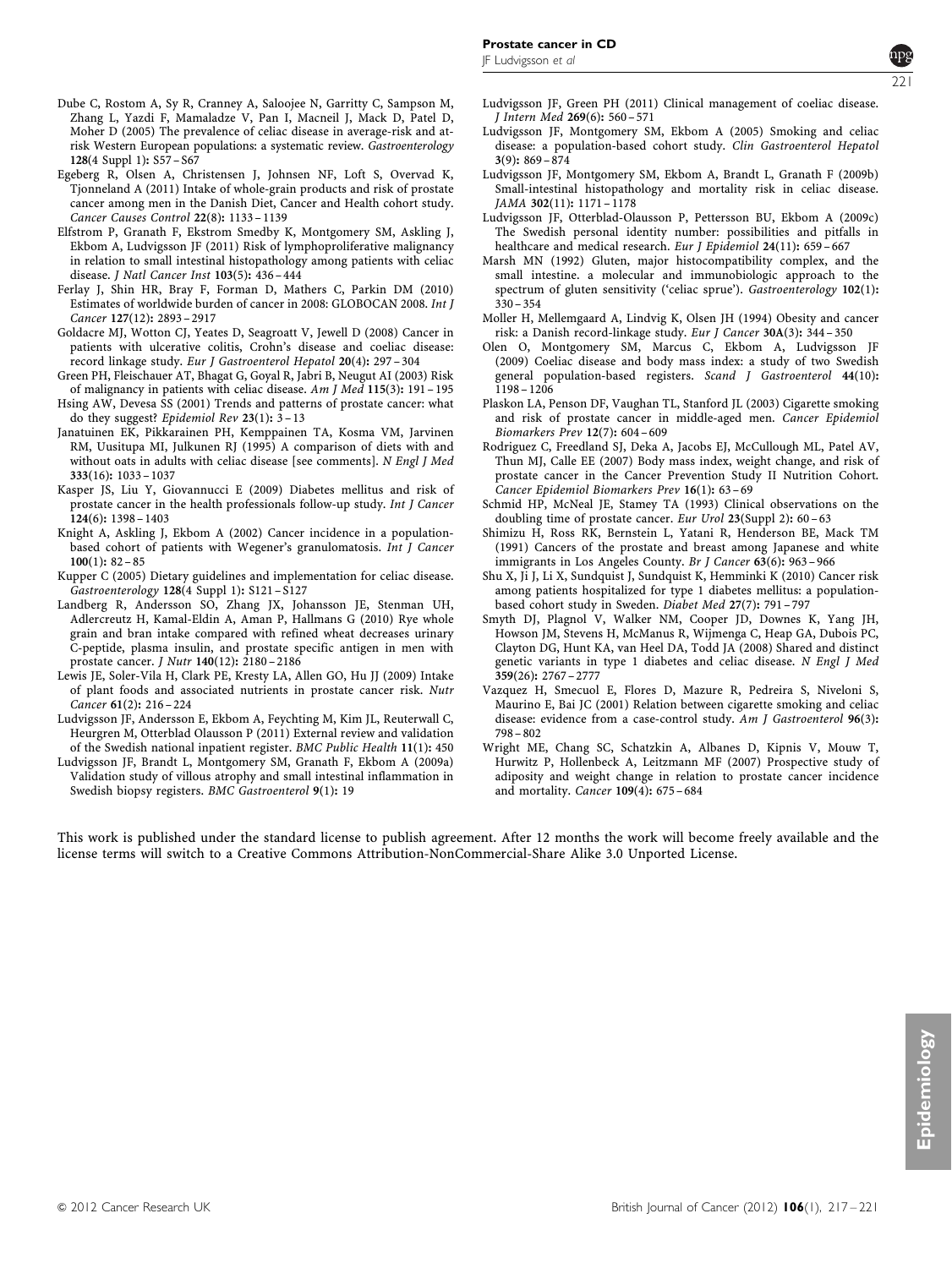Dube C, Rostom A, Sy R, Cranney A, Saloojee N, Garritty C, Sampson M, Zhang L, Yazdi F, Mamaladze V, Pan I, Macneil J, Mack D, Patel D, Moher D (2005) The prevalence of celiac disease in average-risk and at-risk Western European populations: a systematic review. *Gastroenterology* **128**(4 Suppl 1): S57 – S67

Egeberg R, Olsen A, Christensen J, Johnsen NF, Loft S, Overvad K, Tjonneland A (2011) Intake of whole-grain products and risk of prostate cancer among men in the Danish Diet, Cancer and Health cohort study. *Cancer Causes Control* **22**(8): 1133 – 1139

Elfstrom P, Granath F, Ekstrom Smedby K, Montgomery SM, Askling J, Ekbom A, Ludvigsson JF (2011) Risk of lymphoproliferative malignancy in relation to small intestinal histopathology among patients with celiac disease. *J Natl Cancer Inst* **103**(5): 436 – 444

Ferlay J, Shin HR, Bray F, Forman D, Mathers C, Parkin DM (2010) Estimates of worldwide burden of cancer in 2008: GLOBOCAN 2008. *Int J Cancer* **127**(12): 2893 – 2917

Goldacre MJ, Wotton CJ, Yeates D, Seagroatt V, Jewell D (2008) Cancer in patients with ulcerative colitis, Crohn's disease and coeliac disease: record linkage study. *Eur J Gastroenterol Hepatol* **20**(4): 297 – 304

Green PH, Fleischauer AT, Bhagat G, Goyal R, Jabri B, Neugut AI (2003) Risk of malignancy in patients with celiac disease. *Am J Med* **115**(3): 191 – 195

Hsing AW, Devesa SS (2001) Trends and patterns of prostate cancer: what do they suggest? *Epidemiol Rev* **23**(1): 3 – 13

Janatuinen EK, Pikkarainen PH, Kemppainen TA, Kosma VM, Jarvinen RM, Uusitupa MI, Julkunen RJ (1995) A comparison of diets with and without oats in adults with celiac disease [see comments]. *N Engl J Med* **333**(16): 1033 – 1037

Kasper JS, Liu Y, Giovannucci E (2009) Diabetes mellitus and risk of prostate cancer in the health professionals follow-up study. *Int J Cancer* **124**(6): 1398 – 1403

Knight A, Askling J, Ekbom A (2002) Cancer incidence in a population-based cohort of patients with Wegener's granulomatosis. *Int J Cancer* **100**(1): 82 – 85

Kupper C (2005) Dietary guidelines and implementation for celiac disease. *Gastroenterology* **128**(4 Suppl 1): S121 – S127

Landberg R, Andersson SO, Zhang JX, Johansson JE, Stenman UH, Adlercreutz H, Kamal-Eldin A, Aman P, Hallmans G (2010) Rye whole grain and bran intake compared with refined wheat decreases urinary C-peptide, plasma insulin, and prostate specific antigen in men with prostate cancer. *J Nutr* **140**(12): 2180 – 2186

Lewis JE, Soler-Vila H, Clark PE, Kresty LA, Allen GO, Hu JJ (2009) Intake of plant foods and associated nutrients in prostate cancer risk. *Nutr Cancer* **61**(2): 216 – 224

Ludvigsson JF, Andersson E, Ekbom A, Feychting M, Kim JL, Reuterwall C, Heurgren M, Otterblad Olausson P (2011) External review and validation of the Swedish national inpatient register. *BMC Public Health* **11**(1): 450

Ludvigsson JF, Brandt L, Montgomery SM, Granath F, Ekbom A (2009a) Validation study of villous atrophy and small intestinal inflammation in Swedish biopsy registers. *BMC Gastroenterol* **9**(1): 19

Ludvigsson JF, Green PH (2011) Clinical management of coeliac disease. *J Intern Med* **269**(6): 560 – 571

Ludvigsson JF, Montgomery SM, Ekbom A (2005) Smoking and celiac disease: a population-based cohort study. *Clin Gastroenterol Hepatol* **3**(9): 869 – 874

Ludvigsson JF, Montgomery SM, Ekbom A, Brandt L, Granath F (2009b) Small-intestinal histopathology and mortality risk in celiac disease. *JAMA* **302**(11): 1171 – 1178

Ludvigsson JF, Otterblad-Olausson P, Pettersson BU, Ekbom A (2009c) The Swedish personal identity number: possibilities and pitfalls in healthcare and medical research. *Eur J Epidemiol* **24**(11): 659 – 667

Marsh MN (1992) Gluten, major histocompatibility complex, and the small intestine. a molecular and immunobiologic approach to the spectrum of gluten sensitivity ('celiac sprue'). *Gastroenterology* **102**(1): 330 – 354

Moller H, Mellemgaard A, Lindvig K, Olsen JH (1994) Obesity and cancer risk: a Danish record-linkage study. *Eur J Cancer* **30A**(3): 344 – 350

Olen O, Montgomery SM, Marcus C, Ekbom A, Ludvigsson JF (2009) Coeliac disease and body mass index: a study of two Swedish general population-based registers. *Scand J Gastroenterol* **44**(10): 1198 – 1206

Plaskon LA, Penson DF, Vaughan TL, Stanford JL (2003) Cigarette smoking and risk of prostate cancer in middle-aged men. *Cancer Epidemiol Biomarkers Prev* **12**(7): 604 – 609

Rodriguez C, Freedland SJ, Deka A, Jacobs EJ, McCullough ML, Patel AV, Thun MJ, Calle EE (2007) Body mass index, weight change, and risk of prostate cancer in the Cancer Prevention Study II Nutrition Cohort. *Cancer Epidemiol Biomarkers Prev* **16**(1): 63 – 69

Schmid HP, McNeal JE, Stamey TA (1993) Clinical observations on the doubling time of prostate cancer. *Eur Urol* **23**(Suppl 2): 60 – 63

Shimizu H, Ross RK, Bernstein L, Yatani R, Henderson BE, Mack TM (1991) Cancers of the prostate and breast among Japanese and white immigrants in Los Angeles County. *Br J Cancer* **63**(6): 963 – 966

Shu X, Ji J, Li X, Sundquist J, Sundquist K, Hemminki K (2010) Cancer risk among patients hospitalized for type 1 diabetes mellitus: a population-based cohort study in Sweden. *Diabet Med* **27**(7): 791 – 797

Smyth DJ, Plagnol V, Walker NM, Cooper JD, Downes K, Yang JH, Howson JM, Stevens H, McManus R, Wijmenga C, Heap GA, Dubois PC, Clayton DG, Hunt KA, van Heel DA, Todd JA (2008) Shared and distinct genetic variants in type 1 diabetes and celiac disease. *N Engl J Med* **359**(26): 2767 – 2777

Vazquez H, Smecuol E, Flores D, Mazure R, Pedreira S, Niveloni S, Maurino E, Bai JC (2001) Relation between cigarette smoking and celiac disease: evidence from a case-control study. *Am J Gastroenterol* **96**(3): 798 – 802

Wright ME, Chang SC, Schatzkin A, Albanes D, Kipnis V, Mouw T, Hurwitz P, Hollenbeck A, Leitzmann MF (2007) Prospective study of adiposity and weight change in relation to prostate cancer incidence and mortality. *Cancer* **109**(4): 675 – 684

This work is published under the standard license to publish agreement. After 12 months the work will become freely available and the license terms will switch to a Creative Commons Attribution-NonCommercial-Share Alike 3.0 Unported License.